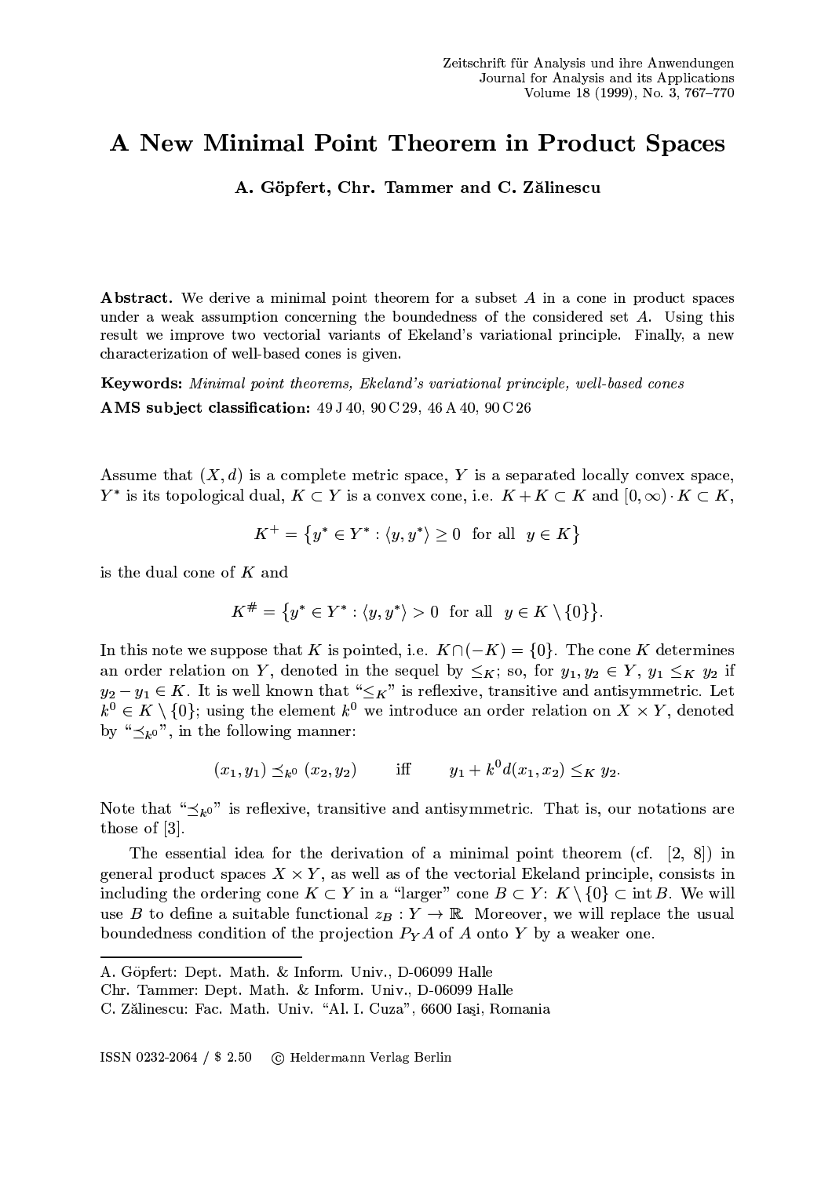# A New Minimal Point Theorem in Product Spaces

**A. Göpfert, Chr. Tammer and C. Zălinescu**

**Abstract.** We derive a minimal point theorem for a subset $A$ in a cone in product spaces under a weak assumption concerning the boundedness of the considered set $A$. Using this result we improve two vectorial variants of Ekeland's variational principle. Finally, a new characterization of well-based cones is given.

**Keywords:** *Minimal point theorems, Ekeland's variational principle, well-based cones*

**AMS subject classification:** 49 J 40, 90 C 29, 46 A 40, 90 C 26

Assume that $(X, d)$ is a complete metric space, $Y$ is a separated locally convex space, $Y^*$ is its topological dual, $K \subset Y$ is a convex cone, i.e. $K + K \subset K$ and $[0, \infty) \cdot K \subset K$,

$$K^+ = \{y^* \in Y^* : \langle y, y^* \rangle \geq 0 \ \text{ for all } \ y \in K\}$$

is the dual cone of $K$ and

$$K^\# = \{y^* \in Y^* : \langle y, y^* \rangle > 0 \ \text{ for all } \ y \in K \setminus \{0\}\}.$$

In this note we suppose that $K$ is pointed, i.e. $K \cap (-K) = \{0\}$. The cone $K$ determines an order relation on $Y$, denoted in the sequel by $\leq_K$; so, for $y_1, y_2 \in Y$, $y_1 \leq_K y_2$ if $y_2 - y_1 \in K$. It is well known that "$\leq_K$" is reflexive, transitive and antisymmetric. Let $k^0 \in K \setminus \{0\}$; using the element $k^0$ we introduce an order relation on $X \times Y$, denoted by "$\preceq_{k^0}$", in the following manner:

$$(x_1, y_1) \preceq_{k^0} (x_2, y_2) \qquad \text{iff} \qquad y_1 + k^0 d(x_1, x_2) \leq_K y_2.$$

Note that "$\preceq_{k^0}$" is reflexive, transitive and antisymmetric. That is, our notations are those of [3].

The essential idea for the derivation of a minimal point theorem (cf. [2, 8]) in general product spaces $X \times Y$, as well as of the vectorial Ekeland principle, consists in including the ordering cone $K \subset Y$ in a "larger" cone $B \subset Y$: $K \setminus \{0\} \subset \operatorname{int} B$. We will use $B$ to define a suitable functional $z_B : Y \to \mathbb{R}$. Moreover, we will replace the usual boundedness condition of the projection $P_Y A$ of $A$ onto $Y$ by a weaker one.

---

A. Göpfert: Dept. Math. & Inform. Univ., D-06099 Halle

Chr. Tammer: Dept. Math. & Inform. Univ., D-06099 Halle

C. Zălinescu: Fac. Math. Univ. "Al. I. Cuza", 6600 Iaşi, Romania

ISSN 0232-2064 / \$ 2.50 © Heldermann Verlag Berlin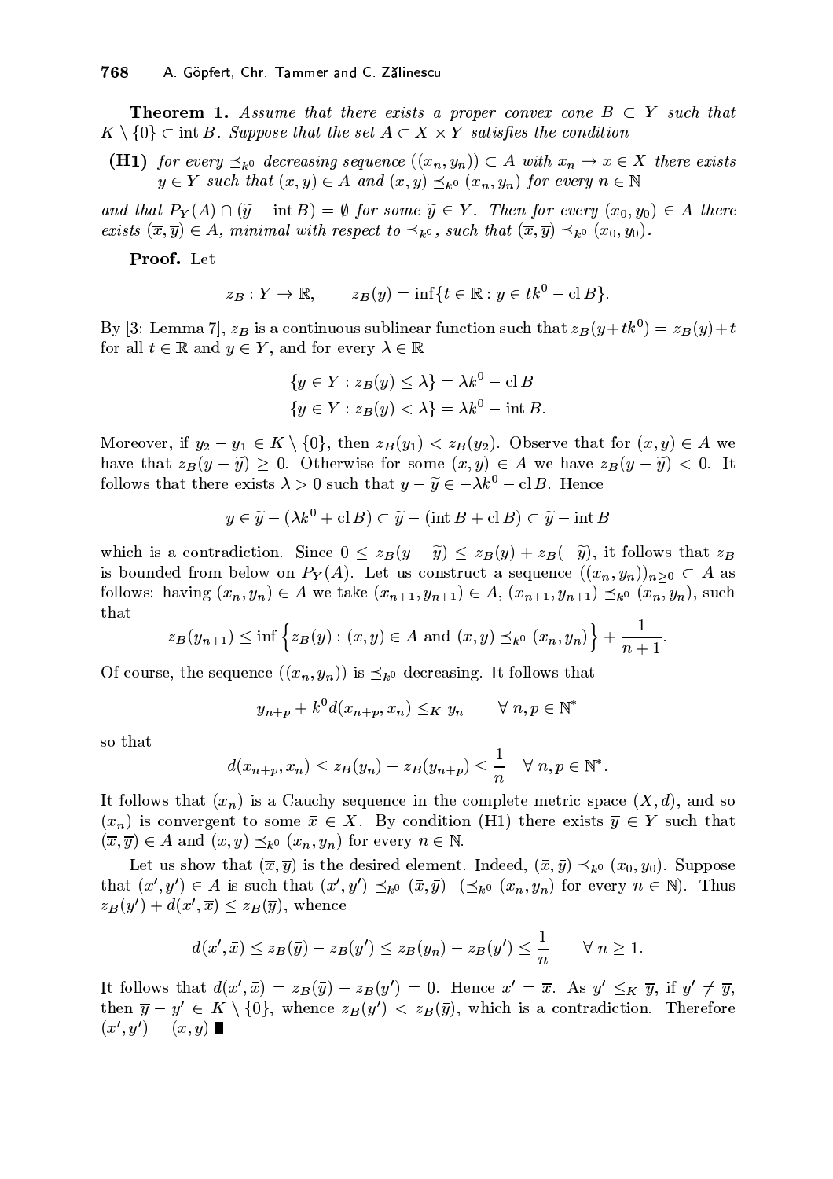**Theorem 1.** *Assume that there exists a proper convex cone $B \subset Y$ such that $K \setminus \{0\} \subset \operatorname{int} B$. Suppose that the set $A \subset X \times Y$ satisfies the condition*

**(H1)** *for every $\preceq_{k^0}$-decreasing sequence $((x_n, y_n)) \subset A$ with $x_n \to x \in X$ there exists $y \in Y$ such that $(x, y) \in A$ and $(x, y) \preceq_{k^0} (x_n, y_n)$ for every $n \in \mathbb{N}$*

*and that $P_Y(A) \cap (\widetilde{y} - \operatorname{int} B) = \emptyset$ for some $\widetilde{y} \in Y$. Then for every $(x_0, y_0) \in A$ there exists $(\overline{x}, \overline{y}) \in A$, minimal with respect to $\preceq_{k^0}$, such that $(\overline{x}, \overline{y}) \preceq_{k^0} (x_0, y_0)$.*

**Proof.** Let

$$z_B : Y \to \mathbb{R}, \qquad z_B(y) = \inf\{t \in \mathbb{R} : y \in tk^0 - \operatorname{cl} B\}.$$

By [3: Lemma 7], $z_B$ is a continuous sublinear function such that $z_B(y + tk^0) = z_B(y) + t$ for all $t \in \mathbb{R}$ and $y \in Y$, and for every $\lambda \in \mathbb{R}$

$$\{y \in Y : z_B(y) \leq \lambda\} = \lambda k^0 - \operatorname{cl} B$$
$$\{y \in Y : z_B(y) < \lambda\} = \lambda k^0 - \operatorname{int} B.$$

Moreover, if $y_2 - y_1 \in K \setminus \{0\}$, then $z_B(y_1) < z_B(y_2)$. Observe that for $(x, y) \in A$ we have that $z_B(y - \widetilde{y}) \geq 0$. Otherwise for some $(x, y) \in A$ we have $z_B(y - \widetilde{y}) < 0$. It follows that there exists $\lambda > 0$ such that $y - \widetilde{y} \in -\lambda k^0 - \operatorname{cl} B$. Hence

$$y \in \widetilde{y} - (\lambda k^0 + \operatorname{cl} B) \subset \widetilde{y} - (\operatorname{int} B + \operatorname{cl} B) \subset \widetilde{y} - \operatorname{int} B$$

which is a contradiction. Since $0 \leq z_B(y - \widetilde{y}) \leq z_B(y) + z_B(-\widetilde{y})$, it follows that $z_B$ is bounded from below on $P_Y(A)$. Let us construct a sequence $((x_n, y_n))_{n \geq 0} \subset A$ as follows: having $(x_n, y_n) \in A$ we take $(x_{n+1}, y_{n+1}) \in A$, $(x_{n+1}, y_{n+1}) \preceq_{k^0} (x_n, y_n)$, such that

$$z_B(y_{n+1}) \leq \inf\Big\{z_B(y) : (x, y) \in A \text{ and } (x, y) \preceq_{k^0} (x_n, y_n)\Big\} + \frac{1}{n+1}.$$

Of course, the sequence $((x_n, y_n))$ is $\preceq_{k^0}$-decreasing. It follows that

$$y_{n+p} + k^0 d(x_{n+p}, x_n) \leq_K y_n \qquad \forall\, n, p \in \mathbb{N}^*$$

so that

$$d(x_{n+p}, x_n) \leq z_B(y_n) - z_B(y_{n+p}) \leq \frac{1}{n} \quad \forall\, n, p \in \mathbb{N}^*.$$

It follows that $(x_n)$ is a Cauchy sequence in the complete metric space $(X, d)$, and so $(x_n)$ is convergent to some $\bar{x} \in X$. By condition (H1) there exists $\overline{y} \in Y$ such that $(\overline{x}, \overline{y}) \in A$ and $(\bar{x}, \bar{y}) \preceq_{k^0} (x_n, y_n)$ for every $n \in \mathbb{N}$.

Let us show that $(\overline{x}, \overline{y})$ is the desired element. Indeed, $(\bar{x}, \bar{y}) \preceq_{k^0} (x_0, y_0)$. Suppose that $(x', y') \in A$ is such that $(x', y') \preceq_{k^0} (\bar{x}, \bar{y})$ $(\preceq_{k^0} (x_n, y_n)$ for every $n \in \mathbb{N})$. Thus $z_B(y') + d(x', \overline{x}) \leq z_B(\overline{y})$, whence

$$d(x', \bar{x}) \leq z_B(\bar{y}) - z_B(y') \leq z_B(y_n) - z_B(y') \leq \frac{1}{n} \qquad \forall\, n \geq 1.$$

It follows that $d(x', \bar{x}) = z_B(\bar{y}) - z_B(y') = 0$. Hence $x' = \overline{x}$. As $y' \leq_K \overline{y}$, if $y' \neq \overline{y}$, then $\overline{y} - y' \in K \setminus \{0\}$, whence $z_B(y') < z_B(\bar{y})$, which is a contradiction. Therefore $(x', y') = (\bar{x}, \bar{y})$ ■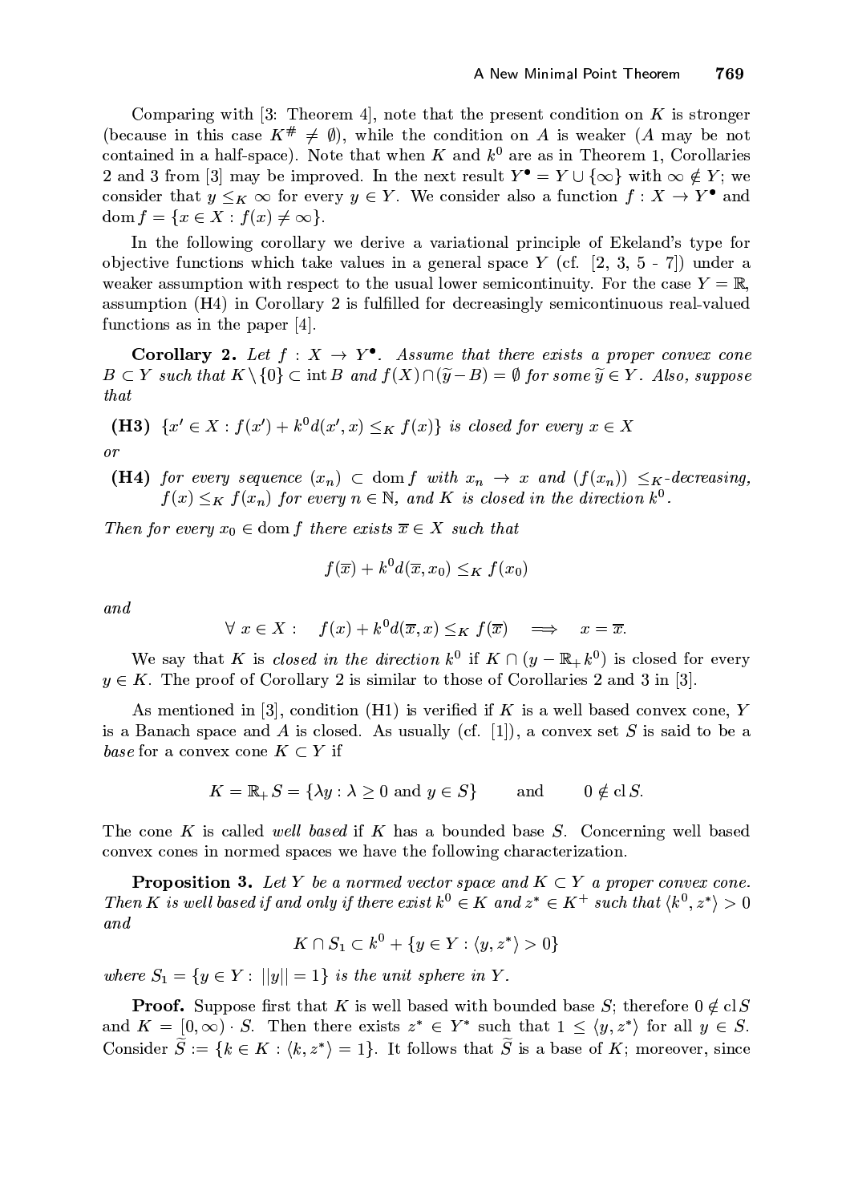Comparing with [3: Theorem 4], note that the present condition on $K$ is stronger (because in this case $K^{\#} \neq \emptyset$), while the condition on $A$ is weaker ($A$ may be not contained in a half-space). Note that when $K$ and $k^0$ are as in Theorem 1, Corollaries 2 and 3 from [3] may be improved. In the next result $Y^{\bullet} = Y \cup \{\infty\}$ with $\infty \notin Y$; we consider that $y \leq_K \infty$ for every $y \in Y$. We consider also a function $f : X \to Y^{\bullet}$ and $\operatorname{dom} f = \{x \in X : f(x) \neq \infty\}$.

In the following corollary we derive a variational principle of Ekeland's type for objective functions which take values in a general space $Y$ (cf. [2, 3, 5 - 7]) under a weaker assumption with respect to the usual lower semicontinuity. For the case $Y = \mathbb{R}$, assumption (H4) in Corollary 2 is fulfilled for decreasingly semicontinuous real-valued functions as in the paper [4].

**Corollary 2.** *Let $f : X \to Y^{\bullet}$. Assume that there exists a proper convex cone $B \subset Y$ such that $K \setminus \{0\} \subset \operatorname{int} B$ and $f(X) \cap (\widetilde{y} - B) = \emptyset$ for some $\widetilde{y} \in Y$. Also, suppose that*

**(H3)** *$\{x' \in X : f(x') + k^0 d(x', x) \leq_K f(x)\}$ is closed for every $x \in X$*

*or*

**(H4)** *for every sequence $(x_n) \subset \operatorname{dom} f$ with $x_n \to x$ and $(f(x_n))$ $\leq_K$-decreasing, $f(x) \leq_K f(x_n)$ for every $n \in \mathbb{N}$, and $K$ is closed in the direction $k^0$.*

*Then for every $x_0 \in \operatorname{dom} f$ there exists $\overline{x} \in X$ such that*

$$f(\overline{x}) + k^0 d(\overline{x}, x_0) \leq_K f(x_0)$$

*and*

$$\forall\, x \in X : \quad f(x) + k^0 d(\overline{x}, x) \leq_K f(\overline{x}) \quad \Longrightarrow \quad x = \overline{x}.$$

We say that $K$ is *closed in the direction* $k^0$ if $K \cap (y - \mathbb{R}_+ k^0)$ is closed for every $y \in K$. The proof of Corollary 2 is similar to those of Corollaries 2 and 3 in [3].

As mentioned in [3], condition (H1) is verified if $K$ is a well based convex cone, $Y$ is a Banach space and $A$ is closed. As usually (cf. [1]), a convex set $S$ is said to be a *base* for a convex cone $K \subset Y$ if

$$K = \mathbb{R}_+ S = \{\lambda y : \lambda \geq 0 \text{ and } y \in S\} \qquad \text{and} \qquad 0 \notin \operatorname{cl} S.$$

The cone $K$ is called *well based* if $K$ has a bounded base $S$. Concerning well based convex cones in normed spaces we have the following characterization.

**Proposition 3.** *Let $Y$ be a normed vector space and $K \subset Y$ a proper convex cone. Then $K$ is well based if and only if there exist $k^0 \in K$ and $z^* \in K^+$ such that $\langle k^0, z^* \rangle > 0$ and*

$$K \cap S_1 \subset k^0 + \{y \in Y : \langle y, z^* \rangle > 0\}$$

*where $S_1 = \{y \in Y : ||y|| = 1\}$ is the unit sphere in $Y$.*

**Proof.** Suppose first that $K$ is well based with bounded base $S$; therefore $0 \notin \operatorname{cl} S$ and $K = [0, \infty) \cdot S$. Then there exists $z^* \in Y^*$ such that $1 \leq \langle y, z^* \rangle$ for all $y \in S$. Consider $\widetilde{S} := \{k \in K : \langle k, z^* \rangle = 1\}$. It follows that $\widetilde{S}$ is a base of $K$; moreover, since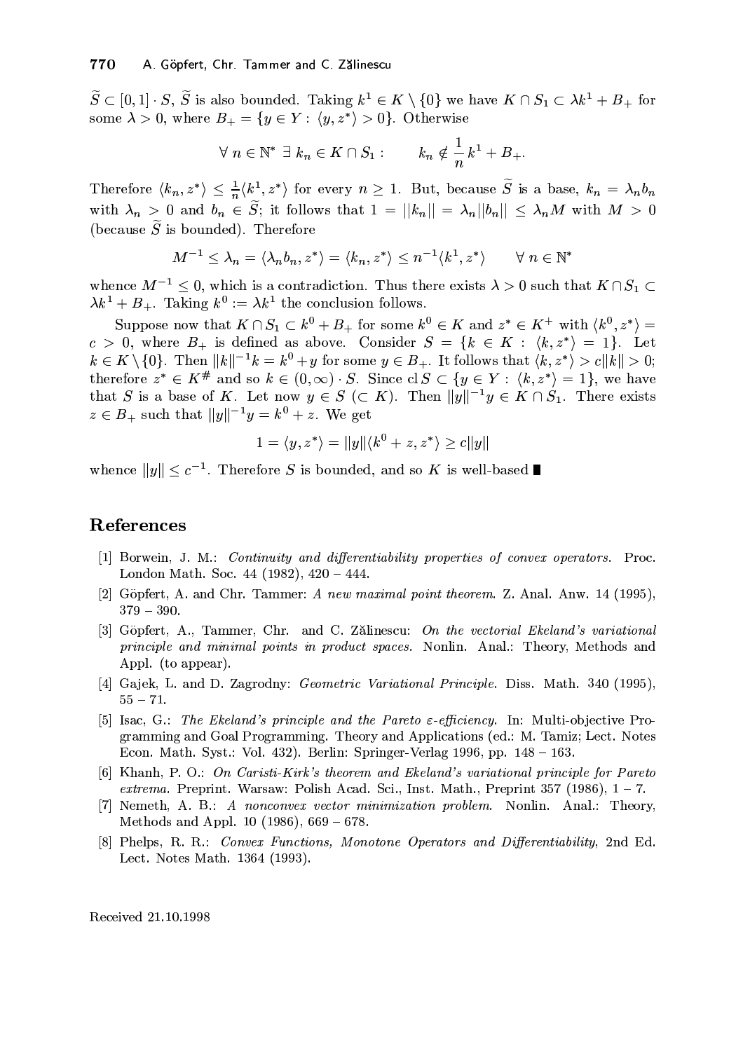$\widetilde{S} \subset [0,1] \cdot S$, $\widetilde{S}$ is also bounded. Taking $k^1 \in K \setminus \{0\}$ we have $K \cap S_1 \subset \lambda k^1 + B_+$ for some $\lambda > 0$, where $B_+ = \{y \in Y : \langle y, z^* \rangle > 0\}$. Otherwise

$$\forall\, n \in \mathbb{N}^* \;\exists\, k_n \in K \cap S_1 : \qquad k_n \notin \frac{1}{n} k^1 + B_+.$$

Therefore $\langle k_n, z^* \rangle \leq \frac{1}{n} \langle k^1, z^* \rangle$ for every $n \geq 1$. But, because $\widetilde{S}$ is a base, $k_n = \lambda_n b_n$ with $\lambda_n > 0$ and $b_n \in \widetilde{S}$; it follows that $1 = \|k_n\| = \lambda_n \|b_n\| \leq \lambda_n M$ with $M > 0$ (because $\widetilde{S}$ is bounded). Therefore

$$M^{-1} \leq \lambda_n = \langle \lambda_n b_n, z^* \rangle = \langle k_n, z^* \rangle \leq n^{-1} \langle k^1, z^* \rangle \qquad \forall\, n \in \mathbb{N}^*$$

whence $M^{-1} \leq 0$, which is a contradiction. Thus there exists $\lambda > 0$ such that $K \cap S_1 \subset \lambda k^1 + B_+$. Taking $k^0 := \lambda k^1$ the conclusion follows.

Suppose now that $K \cap S_1 \subset k^0 + B_+$ for some $k^0 \in K$ and $z^* \in K^+$ with $\langle k^0, z^* \rangle = c > 0$, where $B_+$ is defined as above. Consider $S = \{k \in K : \langle k, z^* \rangle = 1\}$. Let $k \in K \setminus \{0\}$. Then $\|k\|^{-1} k = k^0 + y$ for some $y \in B_+$. It follows that $\langle k, z^* \rangle > c\|k\| > 0$; therefore $z^* \in K^\#$ and so $k \in (0, \infty) \cdot S$. Since $\operatorname{cl} S \subset \{y \in Y : \langle k, z^* \rangle = 1\}$, we have that $S$ is a base of $K$. Let now $y \in S$ $(\subset K)$. Then $\|y\|^{-1} y \in K \cap S_1$. There exists $z \in B_+$ such that $\|y\|^{-1} y = k^0 + z$. We get

$$1 = \langle y, z^* \rangle = \|y\| \langle k^0 + z, z^* \rangle \geq c\|y\|$$

whence $\|y\| \leq c^{-1}$. Therefore $S$ is bounded, and so $K$ is well-based ∎

## References

[1] Borwein, J. M.: *Continuity and differentiability properties of convex operators.* Proc. London Math. Soc. 44 (1982), 420 – 444.

[2] Göpfert, A. and Chr. Tammer: *A new maximal point theorem.* Z. Anal. Anw. 14 (1995), 379 – 390.

[3] Göpfert, A., Tammer, Chr. and C. Zălinescu: *On the vectorial Ekeland's variational principle and minimal points in product spaces.* Nonlin. Anal.: Theory, Methods and Appl. (to appear).

[4] Gajek, L. and D. Zagrodny: *Geometric Variational Principle.* Diss. Math. 340 (1995), 55 – 71.

[5] Isac, G.: *The Ekeland's principle and the Pareto ε-efficiency.* In: Multi-objective Programming and Goal Programming. Theory and Applications (ed.: M. Tamiz; Lect. Notes Econ. Math. Syst.: Vol. 432). Berlin: Springer-Verlag 1996, pp. 148 – 163.

[6] Khanh, P. O.: *On Caristi-Kirk's theorem and Ekeland's variational principle for Pareto extrema.* Preprint. Warsaw: Polish Acad. Sci., Inst. Math., Preprint 357 (1986), 1 – 7.

[7] Nemeth, A. B.: *A nonconvex vector minimization problem.* Nonlin. Anal.: Theory, Methods and Appl. 10 (1986), 669 – 678.

[8] Phelps, R. R.: *Convex Functions, Monotone Operators and Differentiability*, 2nd Ed. Lect. Notes Math. 1364 (1993).

Received 21.10.1998